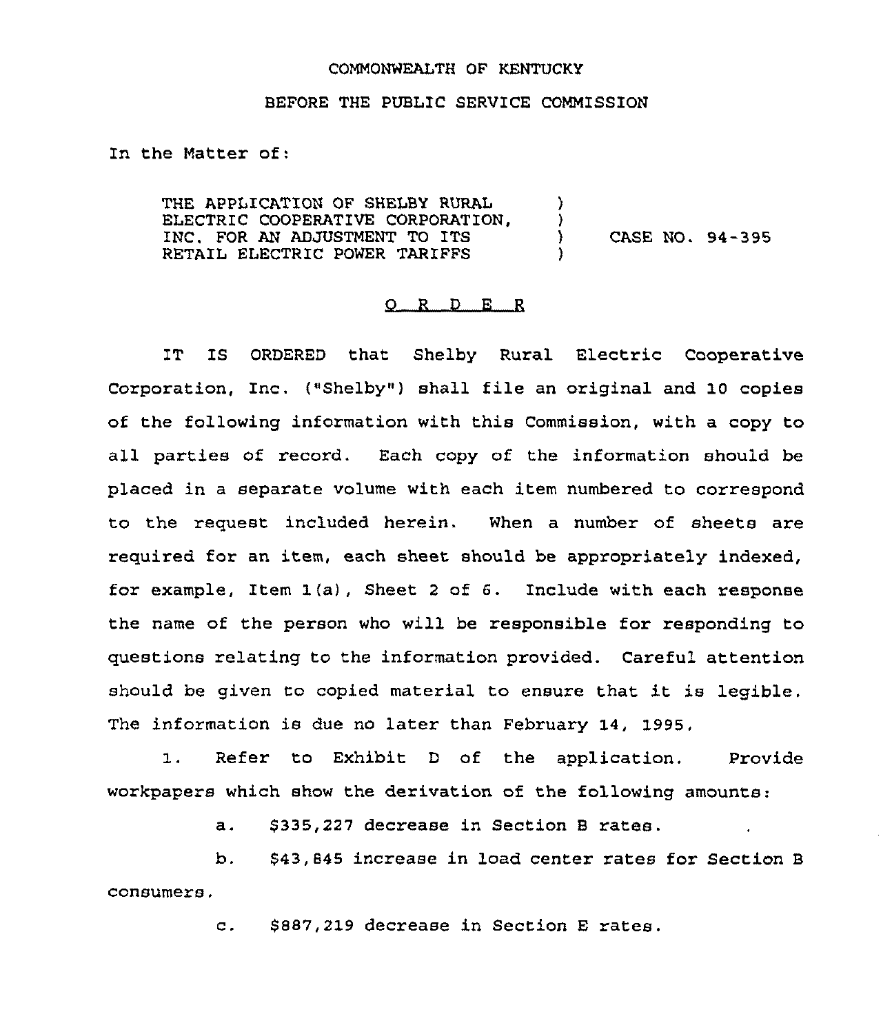COMMONWEALTH OF KENTUCKY

BEFORE THE PUBLIC SERVICE COMMISSION

In the Matter of:

THE APPLICATION OF SHELBY RURAL ELECTRIC COOPERATIVE CORPORATION, INC. FOR AN ADJUSTMENT TO ITS RETAIL ELECTRIC POWER TARIFFS ) CASE NO. 94-395

O R D E R

IT IS ORDERED that Shelby Rural Electric Cooperative Corporation, Inc. ("Shelby") shall file an original and 10 copies of the following information with this Commission, with a copy to all parties of record. Each copy of the information should be placed in a separate volume with each item numbered to correspond to the request included herein. When a number of sheets are required for an item, each sheet should be appropriately indexed, for example, Item 1(a), Sheet 2 of 6. Include with each response the name of the person who will be responsible for responding to questions relating to the information provided. Careful attention should be given to copied material to ensure that it is legible. The information is due no later than February 14, 1995.

1. Refer to Exhibit D of the application. Provide workpapers which show the derivation of the following amounts:

a. $335,227 decrease in Section B rates.

b. $43,845 increase in load center rates for Section B consumers.

c. $887,219 decrease in Section E rates.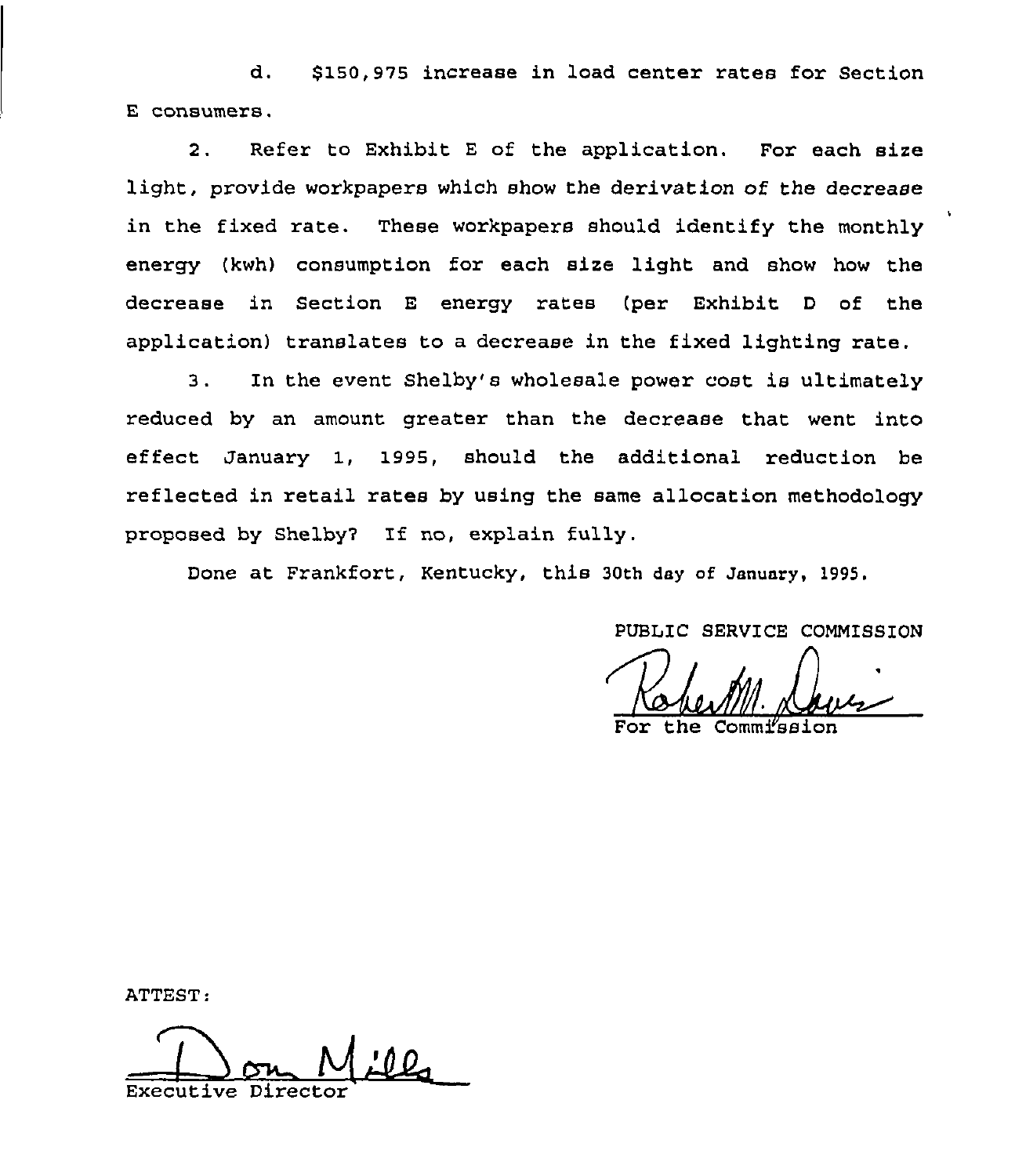d. $150,975 increase in load center rates for Section E consumers.

2. Refer to Exhibit E of the application. For each size light, provide workpapers which show the derivation of the decrease in the fixed rate. These workpapers should identify the monthly energy (kwh) consumption for each size light and show how the decrease in Section E energy rates (per Exhibit D of the application) translates to a decrease in the fixed lighting rate.

3. In the event Shelby's wholesale power cost is ultimately reduced by an amount greater than the decrease that went into effect January 1, 1995, should the additional reduction be reflected in retail rates by using the same allocation methodology proposed by Shelby? If no, explain fully.

Done at Frankfort, Kentucky, this 30th day of January, 1995.

PUBLIC SERVICE COMMISSION

For the Commission

ATTEST:

Executive Director